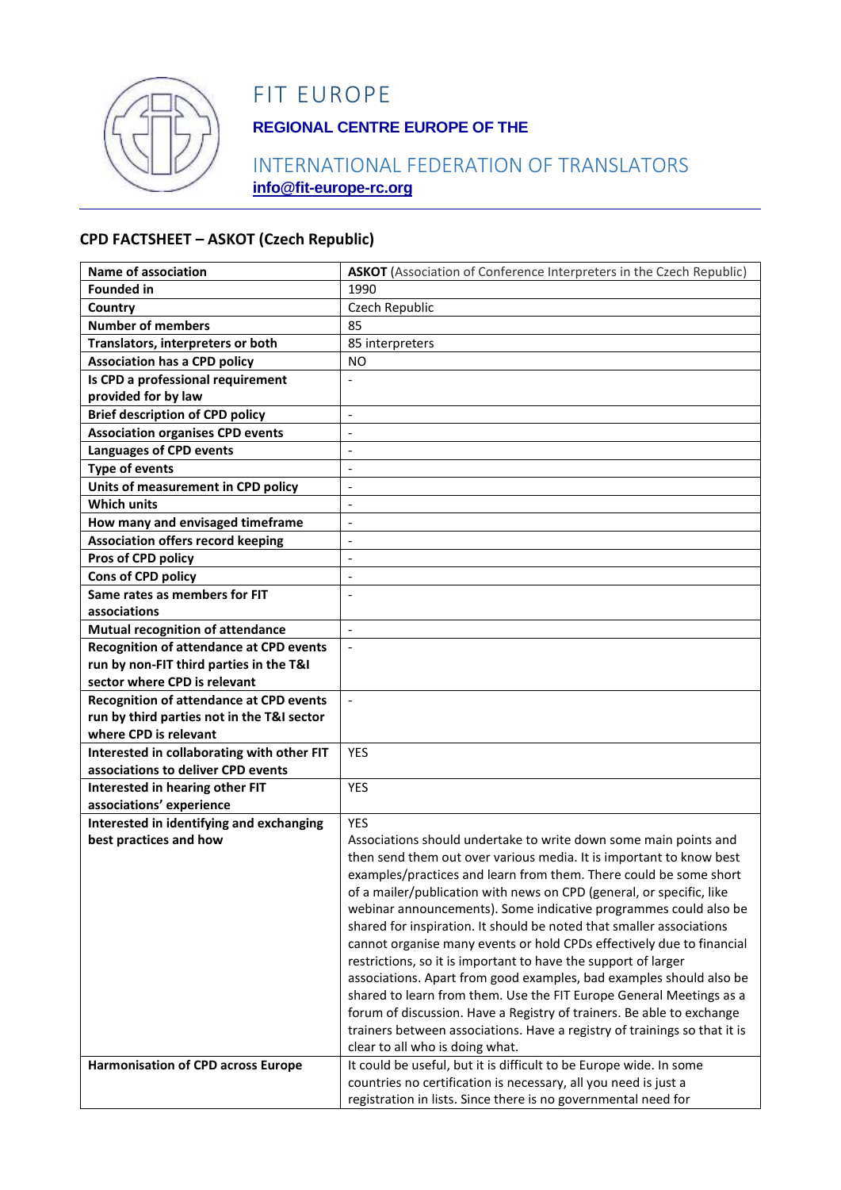# FIT EUROPE

### REGIONAL CENTRE EUROPE OF THE

## INTERNATIONAL FEDERATION OF TRANSLATORS

**info@fit-europe-rc.org**

---

## CPD FACTSHEET – ASKOT (Czech Republic)

| **Name of association** | **ASKOT** (Association of Conference Interpreters in the Czech Republic) |
|---|---|
| **Founded in** | 1990 |
| **Country** | Czech Republic |
| **Number of members** | 85 |
| **Translators, interpreters or both** | 85 interpreters |
| **Association has a CPD policy** | NO |
| **Is CPD a professional requirement provided for by law** | - |
| **Brief description of CPD policy** | - |
| **Association organises CPD events** | - |
| **Languages of CPD events** | - |
| **Type of events** | - |
| **Units of measurement in CPD policy** | - |
| **Which units** | - |
| **How many and envisaged timeframe** | - |
| **Association offers record keeping** | - |
| **Pros of CPD policy** | - |
| **Cons of CPD policy** | - |
| **Same rates as members for FIT associations** | - |
| **Mutual recognition of attendance** | - |
| **Recognition of attendance at CPD events run by non-FIT third parties in the T&I sector where CPD is relevant** | - |
| **Recognition of attendance at CPD events run by third parties not in the T&I sector where CPD is relevant** | - |
| **Interested in collaborating with other FIT associations to deliver CPD events** | YES |
| **Interested in hearing other FIT associations' experience** | YES |
| **Interested in identifying and exchanging best practices and how** | YES<br>Associations should undertake to write down some main points and then send them out over various media. It is important to know best examples/practices and learn from them. There could be some short of a mailer/publication with news on CPD (general, or specific, like webinar announcements). Some indicative programmes could also be shared for inspiration. It should be noted that smaller associations cannot organise many events or hold CPDs effectively due to financial restrictions, so it is important to have the support of larger associations. Apart from good examples, bad examples should also be shared to learn from them. Use the FIT Europe General Meetings as a forum of discussion. Have a Registry of trainers. Be able to exchange trainers between associations. Have a registry of trainings so that it is clear to all who is doing what. |
| **Harmonisation of CPD across Europe** | It could be useful, but it is difficult to be Europe wide. In some countries no certification is necessary, all you need is just a registration in lists. Since there is no governmental need for |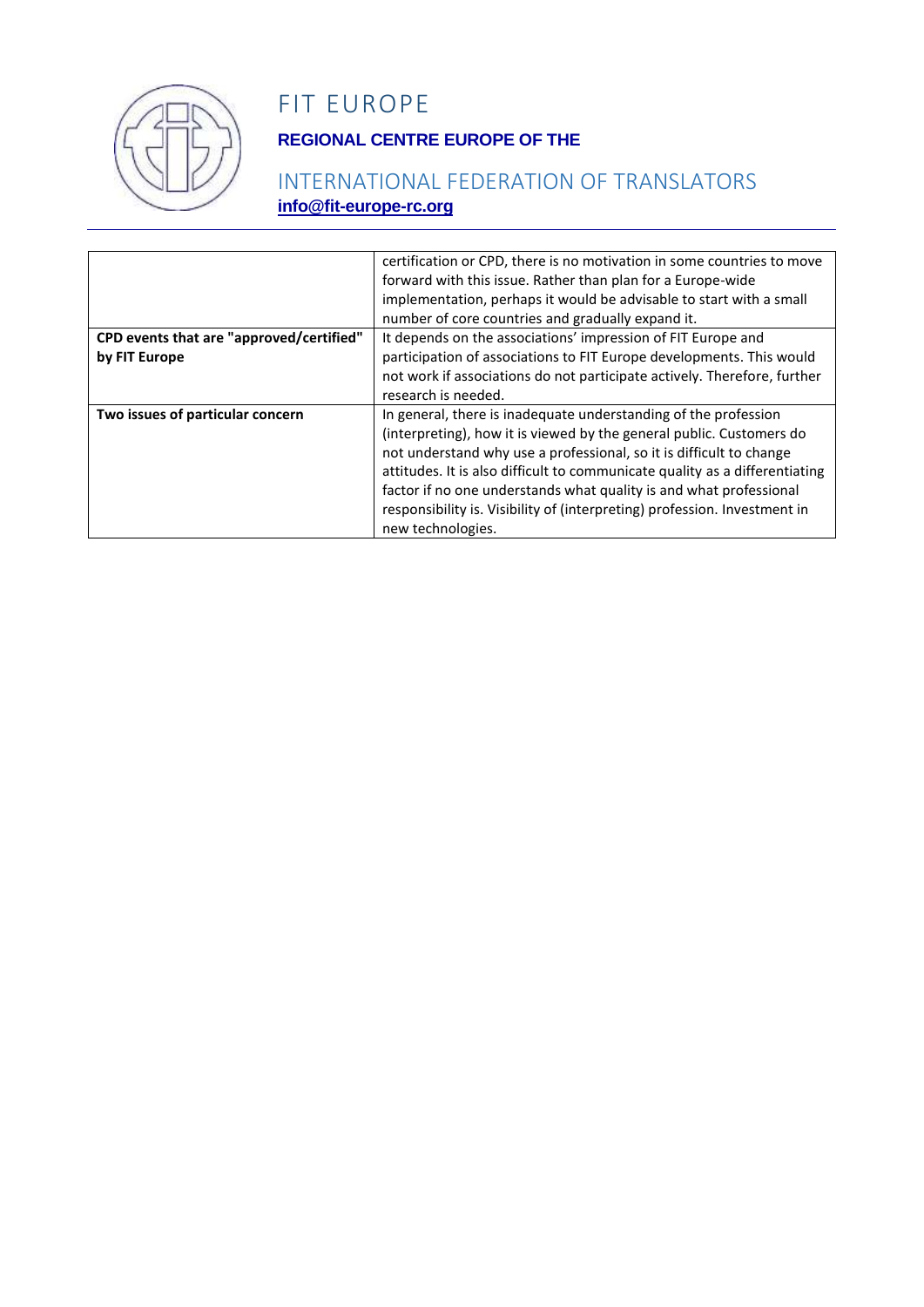# FIT EUROPE

**REGIONAL CENTRE EUROPE OF THE**

INTERNATIONAL FEDERATION OF TRANSLATORS

**info@fit-europe-rc.org**

| | |
|---|---|
| | certification or CPD, there is no motivation in some countries to move forward with this issue. Rather than plan for a Europe-wide implementation, perhaps it would be advisable to start with a small number of core countries and gradually expand it. |
| **CPD events that are "approved/certified" by FIT Europe** | It depends on the associations' impression of FIT Europe and participation of associations to FIT Europe developments. This would not work if associations do not participate actively. Therefore, further research is needed. |
| **Two issues of particular concern** | In general, there is inadequate understanding of the profession (interpreting), how it is viewed by the general public. Customers do not understand why use a professional, so it is difficult to change attitudes. It is also difficult to communicate quality as a differentiating factor if no one understands what quality is and what professional responsibility is. Visibility of (interpreting) profession. Investment in new technologies. |